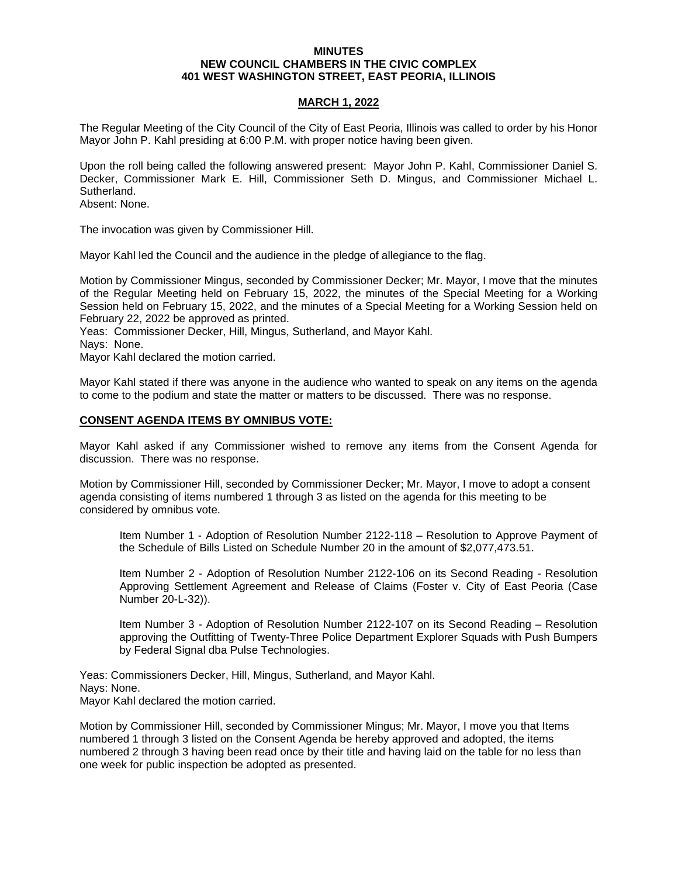**MINUTES**
**NEW COUNCIL CHAMBERS IN THE CIVIC COMPLEX**
**401 WEST WASHINGTON STREET, EAST PEORIA, ILLINOIS**

**MARCH 1, 2022**

The Regular Meeting of the City Council of the City of East Peoria, Illinois was called to order by his Honor Mayor John P. Kahl presiding at 6:00 P.M. with proper notice having been given.

Upon the roll being called the following answered present: Mayor John P. Kahl, Commissioner Daniel S. Decker, Commissioner Mark E. Hill, Commissioner Seth D. Mingus, and Commissioner Michael L. Sutherland.
Absent: None.

The invocation was given by Commissioner Hill.

Mayor Kahl led the Council and the audience in the pledge of allegiance to the flag.

Motion by Commissioner Mingus, seconded by Commissioner Decker; Mr. Mayor, I move that the minutes of the Regular Meeting held on February 15, 2022, the minutes of the Special Meeting for a Working Session held on February 15, 2022, and the minutes of a Special Meeting for a Working Session held on February 22, 2022 be approved as printed.
Yeas: Commissioner Decker, Hill, Mingus, Sutherland, and Mayor Kahl.
Nays: None.
Mayor Kahl declared the motion carried.

Mayor Kahl stated if there was anyone in the audience who wanted to speak on any items on the agenda to come to the podium and state the matter or matters to be discussed. There was no response.

**CONSENT AGENDA ITEMS BY OMNIBUS VOTE:**

Mayor Kahl asked if any Commissioner wished to remove any items from the Consent Agenda for discussion. There was no response.

Motion by Commissioner Hill, seconded by Commissioner Decker; Mr. Mayor, I move to adopt a consent agenda consisting of items numbered 1 through 3 as listed on the agenda for this meeting to be considered by omnibus vote.

> Item Number 1 - Adoption of Resolution Number 2122-118 – Resolution to Approve Payment of the Schedule of Bills Listed on Schedule Number 20 in the amount of $2,077,473.51.
>
> Item Number 2 - Adoption of Resolution Number 2122-106 on its Second Reading - Resolution Approving Settlement Agreement and Release of Claims (Foster v. City of East Peoria (Case Number 20-L-32)).
>
> Item Number 3 - Adoption of Resolution Number 2122-107 on its Second Reading – Resolution approving the Outfitting of Twenty-Three Police Department Explorer Squads with Push Bumpers by Federal Signal dba Pulse Technologies.

Yeas: Commissioners Decker, Hill, Mingus, Sutherland, and Mayor Kahl.
Nays: None.
Mayor Kahl declared the motion carried.

Motion by Commissioner Hill, seconded by Commissioner Mingus; Mr. Mayor, I move you that Items numbered 1 through 3 listed on the Consent Agenda be hereby approved and adopted, the items numbered 2 through 3 having been read once by their title and having laid on the table for no less than one week for public inspection be adopted as presented.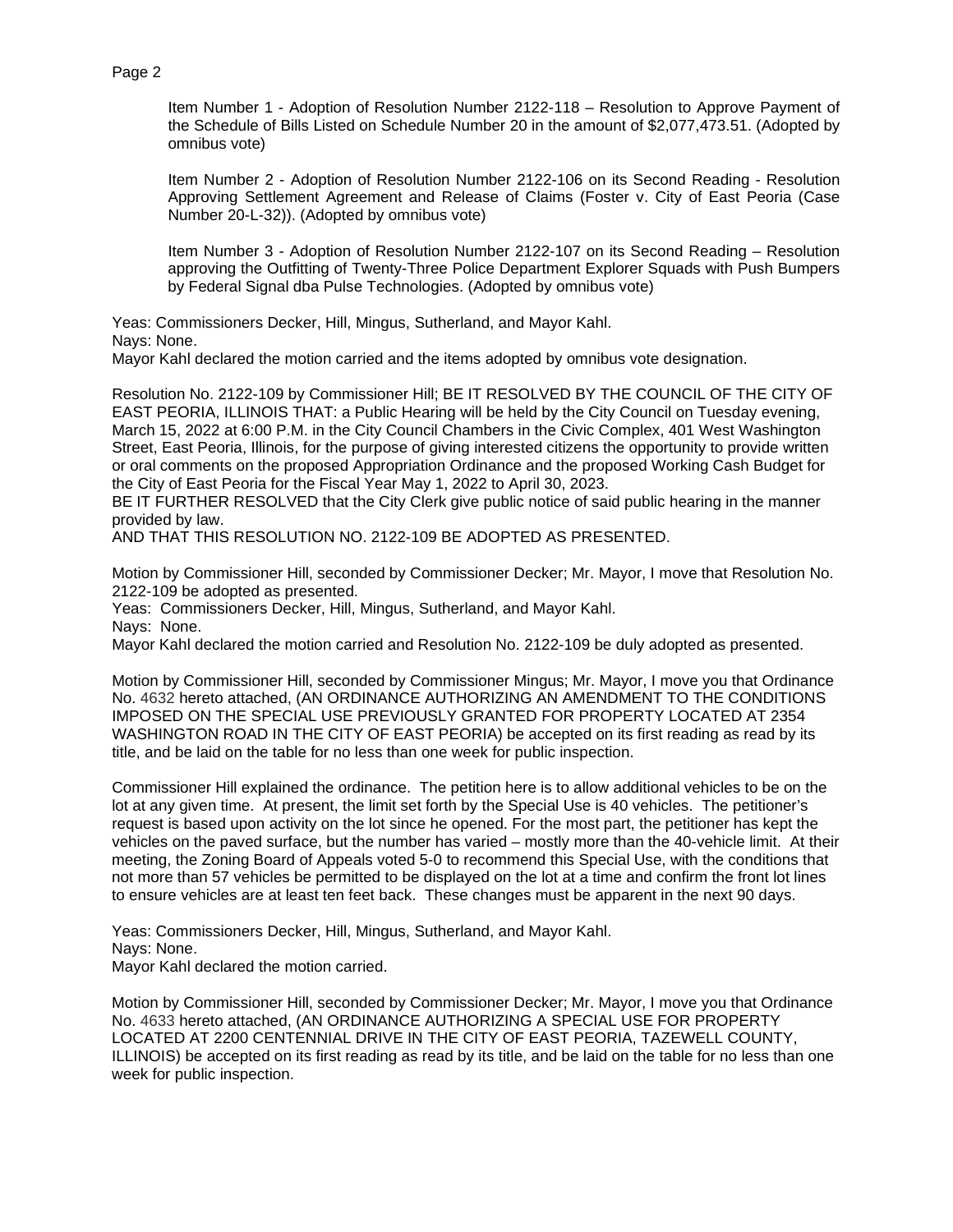Item Number 1 - Adoption of Resolution Number 2122-118 – Resolution to Approve Payment of the Schedule of Bills Listed on Schedule Number 20 in the amount of $2,077,473.51. (Adopted by omnibus vote)

Item Number 2 - Adoption of Resolution Number 2122-106 on its Second Reading - Resolution Approving Settlement Agreement and Release of Claims (Foster v. City of East Peoria (Case Number 20-L-32)). (Adopted by omnibus vote)

Item Number 3 - Adoption of Resolution Number 2122-107 on its Second Reading – Resolution approving the Outfitting of Twenty-Three Police Department Explorer Squads with Push Bumpers by Federal Signal dba Pulse Technologies. (Adopted by omnibus vote)

Yeas: Commissioners Decker, Hill, Mingus, Sutherland, and Mayor Kahl.
Nays: None.
Mayor Kahl declared the motion carried and the items adopted by omnibus vote designation.

Resolution No. 2122-109 by Commissioner Hill; BE IT RESOLVED BY THE COUNCIL OF THE CITY OF EAST PEORIA, ILLINOIS THAT: a Public Hearing will be held by the City Council on Tuesday evening, March 15, 2022 at 6:00 P.M. in the City Council Chambers in the Civic Complex, 401 West Washington Street, East Peoria, Illinois, for the purpose of giving interested citizens the opportunity to provide written or oral comments on the proposed Appropriation Ordinance and the proposed Working Cash Budget for the City of East Peoria for the Fiscal Year May 1, 2022 to April 30, 2023.
BE IT FURTHER RESOLVED that the City Clerk give public notice of said public hearing in the manner provided by law.
AND THAT THIS RESOLUTION NO. 2122-109 BE ADOPTED AS PRESENTED.

Motion by Commissioner Hill, seconded by Commissioner Decker; Mr. Mayor, I move that Resolution No. 2122-109 be adopted as presented.
Yeas: Commissioners Decker, Hill, Mingus, Sutherland, and Mayor Kahl.
Nays: None.
Mayor Kahl declared the motion carried and Resolution No. 2122-109 be duly adopted as presented.

Motion by Commissioner Hill, seconded by Commissioner Mingus; Mr. Mayor, I move you that Ordinance No. 4632 hereto attached, (AN ORDINANCE AUTHORIZING AN AMENDMENT TO THE CONDITIONS IMPOSED ON THE SPECIAL USE PREVIOUSLY GRANTED FOR PROPERTY LOCATED AT 2354 WASHINGTON ROAD IN THE CITY OF EAST PEORIA) be accepted on its first reading as read by its title, and be laid on the table for no less than one week for public inspection.

Commissioner Hill explained the ordinance. The petition here is to allow additional vehicles to be on the lot at any given time. At present, the limit set forth by the Special Use is 40 vehicles. The petitioner's request is based upon activity on the lot since he opened. For the most part, the petitioner has kept the vehicles on the paved surface, but the number has varied – mostly more than the 40-vehicle limit. At their meeting, the Zoning Board of Appeals voted 5-0 to recommend this Special Use, with the conditions that not more than 57 vehicles be permitted to be displayed on the lot at a time and confirm the front lot lines to ensure vehicles are at least ten feet back. These changes must be apparent in the next 90 days.

Yeas: Commissioners Decker, Hill, Mingus, Sutherland, and Mayor Kahl.
Nays: None.
Mayor Kahl declared the motion carried.

Motion by Commissioner Hill, seconded by Commissioner Decker; Mr. Mayor, I move you that Ordinance No. 4633 hereto attached, (AN ORDINANCE AUTHORIZING A SPECIAL USE FOR PROPERTY LOCATED AT 2200 CENTENNIAL DRIVE IN THE CITY OF EAST PEORIA, TAZEWELL COUNTY, ILLINOIS) be accepted on its first reading as read by its title, and be laid on the table for no less than one week for public inspection.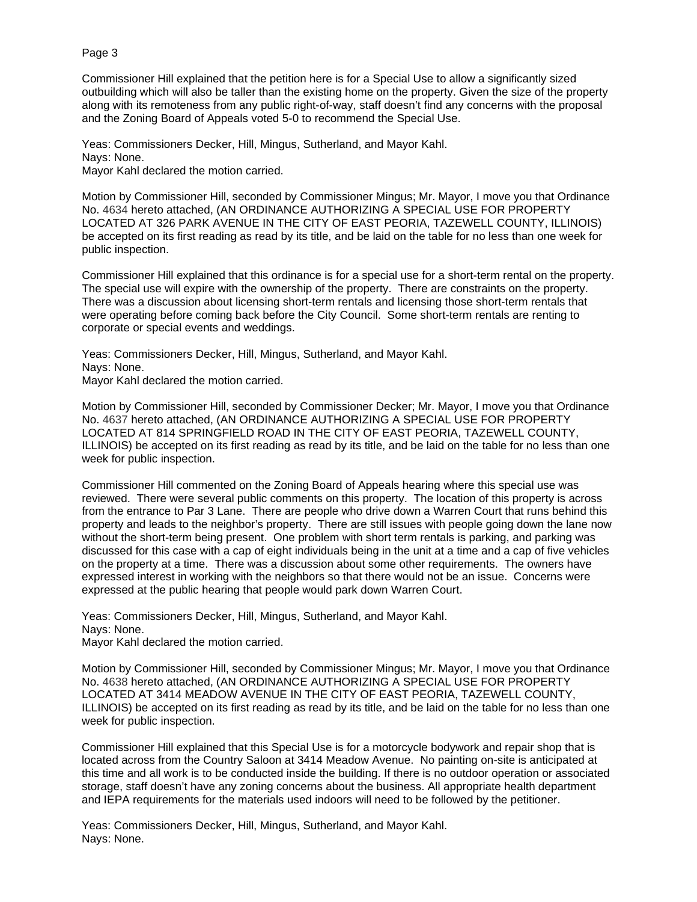Commissioner Hill explained that the petition here is for a Special Use to allow a significantly sized outbuilding which will also be taller than the existing home on the property. Given the size of the property along with its remoteness from any public right-of-way, staff doesn't find any concerns with the proposal and the Zoning Board of Appeals voted 5-0 to recommend the Special Use.

Yeas: Commissioners Decker, Hill, Mingus, Sutherland, and Mayor Kahl.
Nays: None.
Mayor Kahl declared the motion carried.

Motion by Commissioner Hill, seconded by Commissioner Mingus; Mr. Mayor, I move you that Ordinance No. 4634 hereto attached, (AN ORDINANCE AUTHORIZING A SPECIAL USE FOR PROPERTY LOCATED AT 326 PARK AVENUE IN THE CITY OF EAST PEORIA, TAZEWELL COUNTY, ILLINOIS) be accepted on its first reading as read by its title, and be laid on the table for no less than one week for public inspection.

Commissioner Hill explained that this ordinance is for a special use for a short-term rental on the property. The special use will expire with the ownership of the property. There are constraints on the property. There was a discussion about licensing short-term rentals and licensing those short-term rentals that were operating before coming back before the City Council. Some short-term rentals are renting to corporate or special events and weddings.

Yeas: Commissioners Decker, Hill, Mingus, Sutherland, and Mayor Kahl.
Nays: None.
Mayor Kahl declared the motion carried.

Motion by Commissioner Hill, seconded by Commissioner Decker; Mr. Mayor, I move you that Ordinance No. 4637 hereto attached, (AN ORDINANCE AUTHORIZING A SPECIAL USE FOR PROPERTY LOCATED AT 814 SPRINGFIELD ROAD IN THE CITY OF EAST PEORIA, TAZEWELL COUNTY, ILLINOIS) be accepted on its first reading as read by its title, and be laid on the table for no less than one week for public inspection.

Commissioner Hill commented on the Zoning Board of Appeals hearing where this special use was reviewed. There were several public comments on this property. The location of this property is across from the entrance to Par 3 Lane. There are people who drive down a Warren Court that runs behind this property and leads to the neighbor's property. There are still issues with people going down the lane now without the short-term being present. One problem with short term rentals is parking, and parking was discussed for this case with a cap of eight individuals being in the unit at a time and a cap of five vehicles on the property at a time. There was a discussion about some other requirements. The owners have expressed interest in working with the neighbors so that there would not be an issue. Concerns were expressed at the public hearing that people would park down Warren Court.

Yeas: Commissioners Decker, Hill, Mingus, Sutherland, and Mayor Kahl.
Nays: None.
Mayor Kahl declared the motion carried.

Motion by Commissioner Hill, seconded by Commissioner Mingus; Mr. Mayor, I move you that Ordinance No. 4638 hereto attached, (AN ORDINANCE AUTHORIZING A SPECIAL USE FOR PROPERTY LOCATED AT 3414 MEADOW AVENUE IN THE CITY OF EAST PEORIA, TAZEWELL COUNTY, ILLINOIS) be accepted on its first reading as read by its title, and be laid on the table for no less than one week for public inspection.

Commissioner Hill explained that this Special Use is for a motorcycle bodywork and repair shop that is located across from the Country Saloon at 3414 Meadow Avenue. No painting on-site is anticipated at this time and all work is to be conducted inside the building. If there is no outdoor operation or associated storage, staff doesn't have any zoning concerns about the business. All appropriate health department and IEPA requirements for the materials used indoors will need to be followed by the petitioner.

Yeas: Commissioners Decker, Hill, Mingus, Sutherland, and Mayor Kahl.
Nays: None.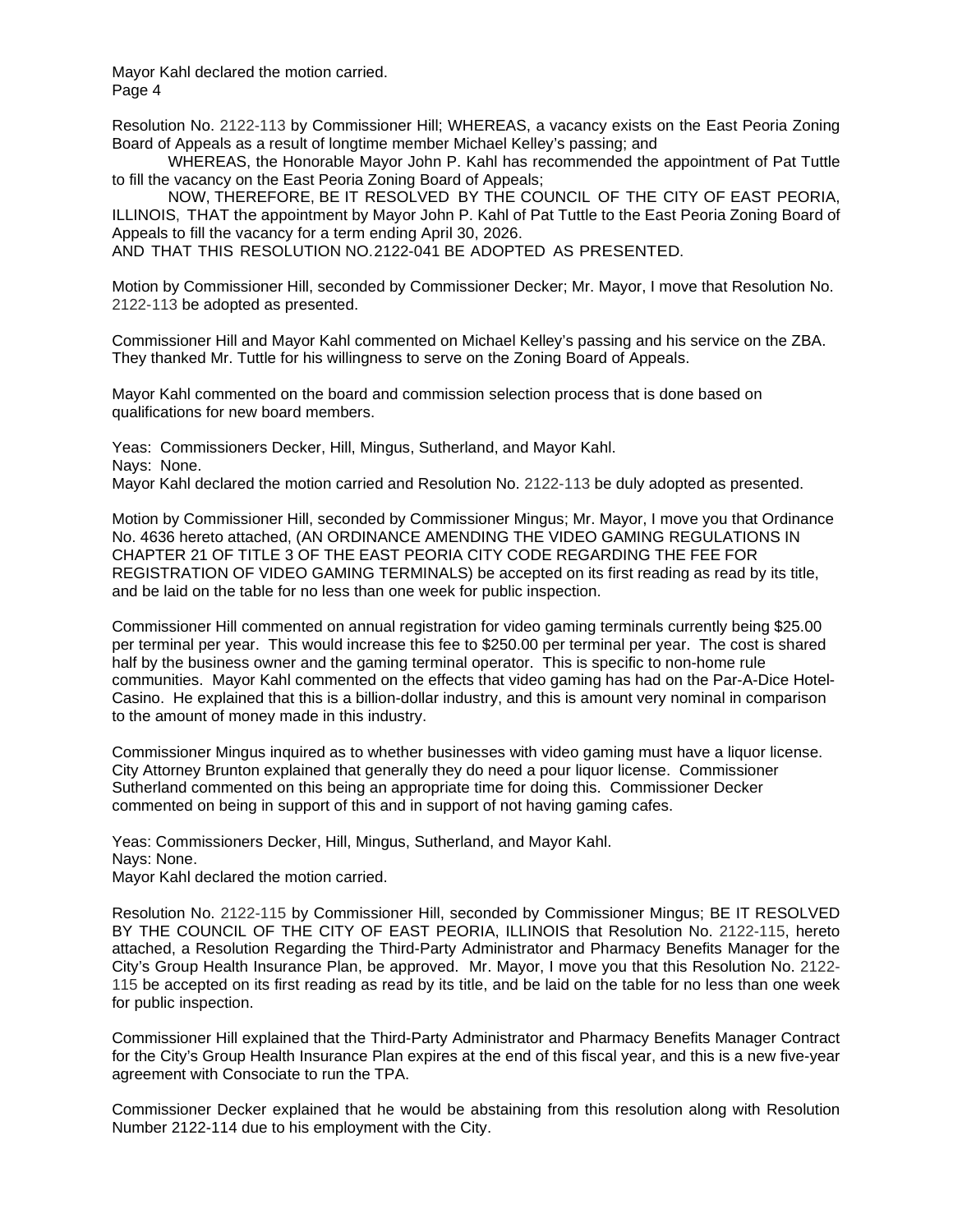Mayor Kahl declared the motion carried.

Resolution No. 2122-113 by Commissioner Hill; WHEREAS, a vacancy exists on the East Peoria Zoning Board of Appeals as a result of longtime member Michael Kelley's passing; and

WHEREAS, the Honorable Mayor John P. Kahl has recommended the appointment of Pat Tuttle to fill the vacancy on the East Peoria Zoning Board of Appeals;

NOW, THEREFORE, BE IT RESOLVED BY THE COUNCIL OF THE CITY OF EAST PEORIA, ILLINOIS, THAT the appointment by Mayor John P. Kahl of Pat Tuttle to the East Peoria Zoning Board of Appeals to fill the vacancy for a term ending April 30, 2026.

AND THAT THIS RESOLUTION NO.2122-041 BE ADOPTED AS PRESENTED.

Motion by Commissioner Hill, seconded by Commissioner Decker; Mr. Mayor, I move that Resolution No. 2122-113 be adopted as presented.

Commissioner Hill and Mayor Kahl commented on Michael Kelley's passing and his service on the ZBA. They thanked Mr. Tuttle for his willingness to serve on the Zoning Board of Appeals.

Mayor Kahl commented on the board and commission selection process that is done based on qualifications for new board members.

Yeas: Commissioners Decker, Hill, Mingus, Sutherland, and Mayor Kahl.
Nays: None.
Mayor Kahl declared the motion carried and Resolution No. 2122-113 be duly adopted as presented.

Motion by Commissioner Hill, seconded by Commissioner Mingus; Mr. Mayor, I move you that Ordinance No. 4636 hereto attached, (AN ORDINANCE AMENDING THE VIDEO GAMING REGULATIONS IN CHAPTER 21 OF TITLE 3 OF THE EAST PEORIA CITY CODE REGARDING THE FEE FOR REGISTRATION OF VIDEO GAMING TERMINALS) be accepted on its first reading as read by its title, and be laid on the table for no less than one week for public inspection.

Commissioner Hill commented on annual registration for video gaming terminals currently being $25.00 per terminal per year. This would increase this fee to $250.00 per terminal per year. The cost is shared half by the business owner and the gaming terminal operator. This is specific to non-home rule communities. Mayor Kahl commented on the effects that video gaming has had on the Par-A-Dice Hotel-Casino. He explained that this is a billion-dollar industry, and this is amount very nominal in comparison to the amount of money made in this industry.

Commissioner Mingus inquired as to whether businesses with video gaming must have a liquor license. City Attorney Brunton explained that generally they do need a pour liquor license. Commissioner Sutherland commented on this being an appropriate time for doing this. Commissioner Decker commented on being in support of this and in support of not having gaming cafes.

Yeas: Commissioners Decker, Hill, Mingus, Sutherland, and Mayor Kahl.
Nays: None.
Mayor Kahl declared the motion carried.

Resolution No. 2122-115 by Commissioner Hill, seconded by Commissioner Mingus; BE IT RESOLVED BY THE COUNCIL OF THE CITY OF EAST PEORIA, ILLINOIS that Resolution No. 2122-115, hereto attached, a Resolution Regarding the Third-Party Administrator and Pharmacy Benefits Manager for the City's Group Health Insurance Plan, be approved. Mr. Mayor, I move you that this Resolution No. 2122-115 be accepted on its first reading as read by its title, and be laid on the table for no less than one week for public inspection.

Commissioner Hill explained that the Third-Party Administrator and Pharmacy Benefits Manager Contract for the City's Group Health Insurance Plan expires at the end of this fiscal year, and this is a new five-year agreement with Consociate to run the TPA.

Commissioner Decker explained that he would be abstaining from this resolution along with Resolution Number 2122-114 due to his employment with the City.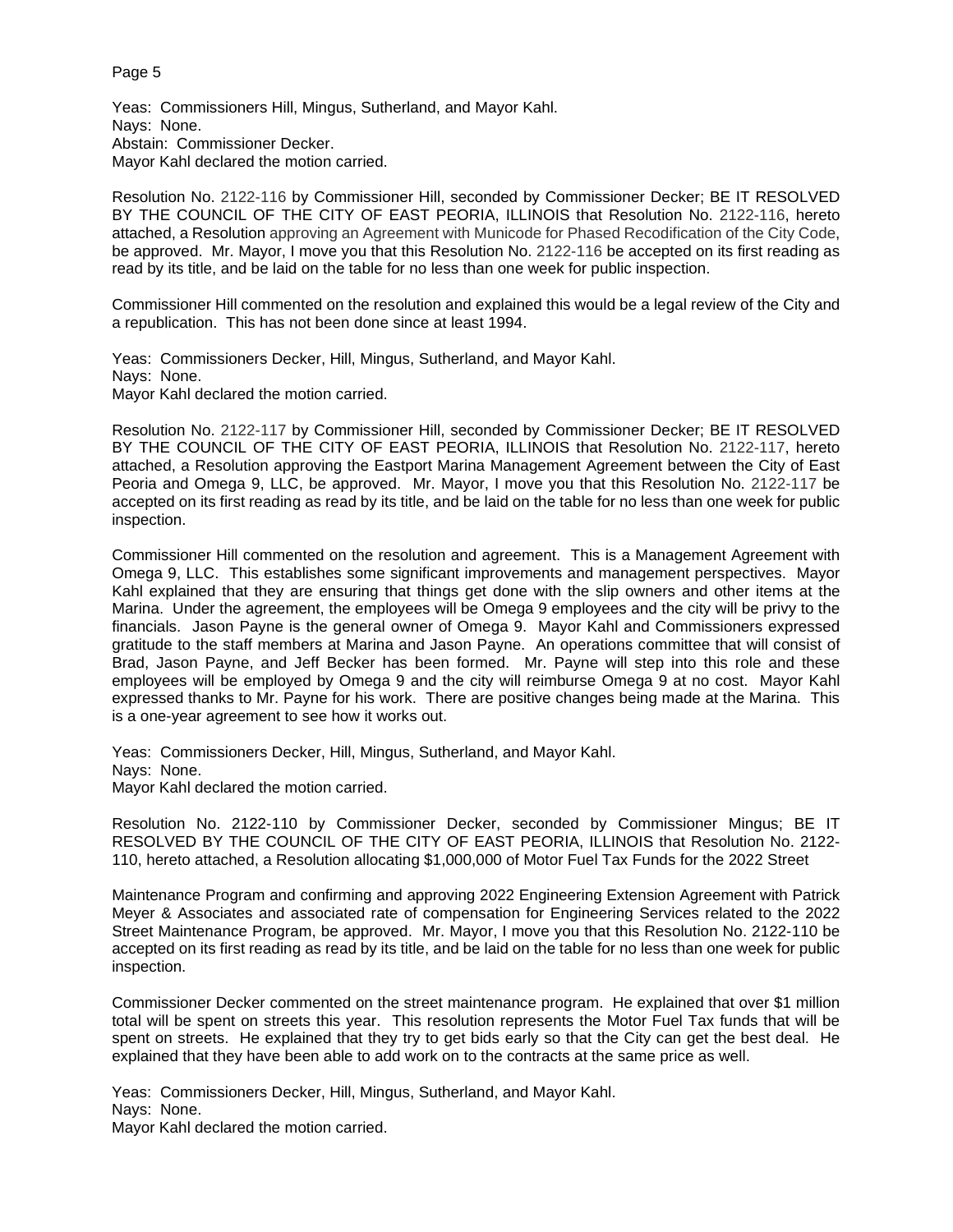Yeas: Commissioners Hill, Mingus, Sutherland, and Mayor Kahl.
Nays: None.
Abstain: Commissioner Decker.
Mayor Kahl declared the motion carried.

Resolution No. 2122-116 by Commissioner Hill, seconded by Commissioner Decker; BE IT RESOLVED BY THE COUNCIL OF THE CITY OF EAST PEORIA, ILLINOIS that Resolution No. 2122-116, hereto attached, a Resolution approving an Agreement with Municode for Phased Recodification of the City Code, be approved. Mr. Mayor, I move you that this Resolution No. 2122-116 be accepted on its first reading as read by its title, and be laid on the table for no less than one week for public inspection.

Commissioner Hill commented on the resolution and explained this would be a legal review of the City and a republication. This has not been done since at least 1994.

Yeas: Commissioners Decker, Hill, Mingus, Sutherland, and Mayor Kahl.
Nays: None.
Mayor Kahl declared the motion carried.

Resolution No. 2122-117 by Commissioner Hill, seconded by Commissioner Decker; BE IT RESOLVED BY THE COUNCIL OF THE CITY OF EAST PEORIA, ILLINOIS that Resolution No. 2122-117, hereto attached, a Resolution approving the Eastport Marina Management Agreement between the City of East Peoria and Omega 9, LLC, be approved. Mr. Mayor, I move you that this Resolution No. 2122-117 be accepted on its first reading as read by its title, and be laid on the table for no less than one week for public inspection.

Commissioner Hill commented on the resolution and agreement. This is a Management Agreement with Omega 9, LLC. This establishes some significant improvements and management perspectives. Mayor Kahl explained that they are ensuring that things get done with the slip owners and other items at the Marina. Under the agreement, the employees will be Omega 9 employees and the city will be privy to the financials. Jason Payne is the general owner of Omega 9. Mayor Kahl and Commissioners expressed gratitude to the staff members at Marina and Jason Payne. An operations committee that will consist of Brad, Jason Payne, and Jeff Becker has been formed. Mr. Payne will step into this role and these employees will be employed by Omega 9 and the city will reimburse Omega 9 at no cost. Mayor Kahl expressed thanks to Mr. Payne for his work. There are positive changes being made at the Marina. This is a one-year agreement to see how it works out.

Yeas: Commissioners Decker, Hill, Mingus, Sutherland, and Mayor Kahl.
Nays: None.
Mayor Kahl declared the motion carried.

Resolution No. 2122-110 by Commissioner Decker, seconded by Commissioner Mingus; BE IT RESOLVED BY THE COUNCIL OF THE CITY OF EAST PEORIA, ILLINOIS that Resolution No. 2122-110, hereto attached, a Resolution allocating $1,000,000 of Motor Fuel Tax Funds for the 2022 Street Maintenance Program and confirming and approving 2022 Engineering Extension Agreement with Patrick Meyer & Associates and associated rate of compensation for Engineering Services related to the 2022 Street Maintenance Program, be approved. Mr. Mayor, I move you that this Resolution No. 2122-110 be accepted on its first reading as read by its title, and be laid on the table for no less than one week for public inspection.

Commissioner Decker commented on the street maintenance program. He explained that over $1 million total will be spent on streets this year. This resolution represents the Motor Fuel Tax funds that will be spent on streets. He explained that they try to get bids early so that the City can get the best deal. He explained that they have been able to add work on to the contracts at the same price as well.

Yeas: Commissioners Decker, Hill, Mingus, Sutherland, and Mayor Kahl.
Nays: None.
Mayor Kahl declared the motion carried.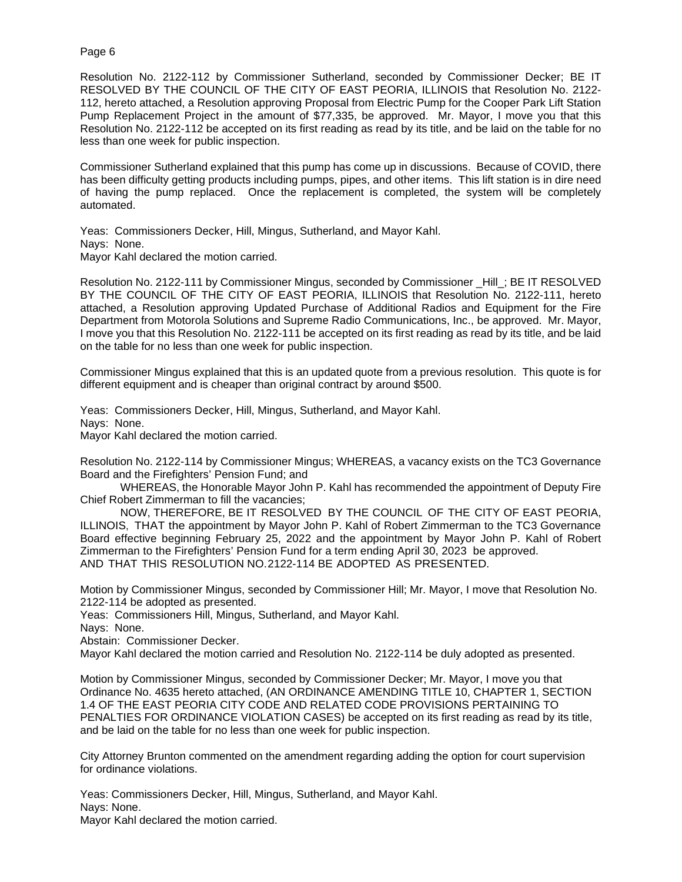Resolution No. 2122-112 by Commissioner Sutherland, seconded by Commissioner Decker; BE IT RESOLVED BY THE COUNCIL OF THE CITY OF EAST PEORIA, ILLINOIS that Resolution No. 2122-112, hereto attached, a Resolution approving Proposal from Electric Pump for the Cooper Park Lift Station Pump Replacement Project in the amount of $77,335, be approved. Mr. Mayor, I move you that this Resolution No. 2122-112 be accepted on its first reading as read by its title, and be laid on the table for no less than one week for public inspection.

Commissioner Sutherland explained that this pump has come up in discussions. Because of COVID, there has been difficulty getting products including pumps, pipes, and other items. This lift station is in dire need of having the pump replaced. Once the replacement is completed, the system will be completely automated.

Yeas: Commissioners Decker, Hill, Mingus, Sutherland, and Mayor Kahl.
Nays: None.
Mayor Kahl declared the motion carried.

Resolution No. 2122-111 by Commissioner Mingus, seconded by Commissioner _Hill_; BE IT RESOLVED BY THE COUNCIL OF THE CITY OF EAST PEORIA, ILLINOIS that Resolution No. 2122-111, hereto attached, a Resolution approving Updated Purchase of Additional Radios and Equipment for the Fire Department from Motorola Solutions and Supreme Radio Communications, Inc., be approved. Mr. Mayor, I move you that this Resolution No. 2122-111 be accepted on its first reading as read by its title, and be laid on the table for no less than one week for public inspection.

Commissioner Mingus explained that this is an updated quote from a previous resolution. This quote is for different equipment and is cheaper than original contract by around $500.

Yeas: Commissioners Decker, Hill, Mingus, Sutherland, and Mayor Kahl.
Nays: None.
Mayor Kahl declared the motion carried.

Resolution No. 2122-114 by Commissioner Mingus; WHEREAS, a vacancy exists on the TC3 Governance Board and the Firefighters' Pension Fund; and

WHEREAS, the Honorable Mayor John P. Kahl has recommended the appointment of Deputy Fire Chief Robert Zimmerman to fill the vacancies;

NOW, THEREFORE, BE IT RESOLVED BY THE COUNCIL OF THE CITY OF EAST PEORIA, ILLINOIS, THAT the appointment by Mayor John P. Kahl of Robert Zimmerman to the TC3 Governance Board effective beginning February 25, 2022 and the appointment by Mayor John P. Kahl of Robert Zimmerman to the Firefighters' Pension Fund for a term ending April 30, 2023 be approved.
AND THAT THIS RESOLUTION NO.2122-114 BE ADOPTED AS PRESENTED.

Motion by Commissioner Mingus, seconded by Commissioner Hill; Mr. Mayor, I move that Resolution No. 2122-114 be adopted as presented.
Yeas: Commissioners Hill, Mingus, Sutherland, and Mayor Kahl.
Nays: None.
Abstain: Commissioner Decker.
Mayor Kahl declared the motion carried and Resolution No. 2122-114 be duly adopted as presented.

Motion by Commissioner Mingus, seconded by Commissioner Decker; Mr. Mayor, I move you that Ordinance No. 4635 hereto attached, (AN ORDINANCE AMENDING TITLE 10, CHAPTER 1, SECTION 1.4 OF THE EAST PEORIA CITY CODE AND RELATED CODE PROVISIONS PERTAINING TO PENALTIES FOR ORDINANCE VIOLATION CASES) be accepted on its first reading as read by its title, and be laid on the table for no less than one week for public inspection.

City Attorney Brunton commented on the amendment regarding adding the option for court supervision for ordinance violations.

Yeas: Commissioners Decker, Hill, Mingus, Sutherland, and Mayor Kahl.
Nays: None.
Mayor Kahl declared the motion carried.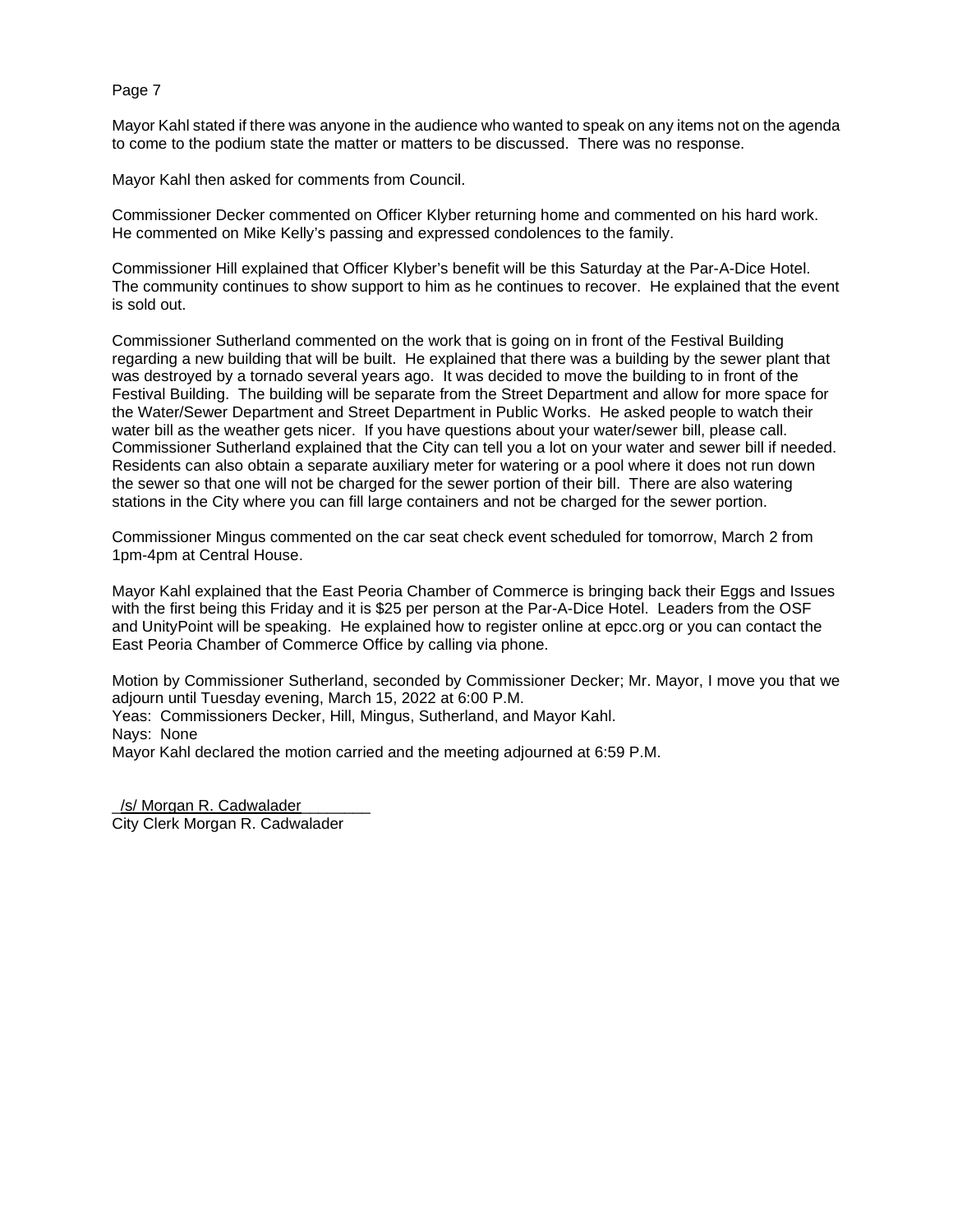Mayor Kahl stated if there was anyone in the audience who wanted to speak on any items not on the agenda to come to the podium state the matter or matters to be discussed. There was no response.

Mayor Kahl then asked for comments from Council.

Commissioner Decker commented on Officer Klyber returning home and commented on his hard work. He commented on Mike Kelly's passing and expressed condolences to the family.

Commissioner Hill explained that Officer Klyber's benefit will be this Saturday at the Par-A-Dice Hotel. The community continues to show support to him as he continues to recover. He explained that the event is sold out.

Commissioner Sutherland commented on the work that is going on in front of the Festival Building regarding a new building that will be built. He explained that there was a building by the sewer plant that was destroyed by a tornado several years ago. It was decided to move the building to in front of the Festival Building. The building will be separate from the Street Department and allow for more space for the Water/Sewer Department and Street Department in Public Works. He asked people to watch their water bill as the weather gets nicer. If you have questions about your water/sewer bill, please call. Commissioner Sutherland explained that the City can tell you a lot on your water and sewer bill if needed. Residents can also obtain a separate auxiliary meter for watering or a pool where it does not run down the sewer so that one will not be charged for the sewer portion of their bill. There are also watering stations in the City where you can fill large containers and not be charged for the sewer portion.

Commissioner Mingus commented on the car seat check event scheduled for tomorrow, March 2 from 1pm-4pm at Central House.

Mayor Kahl explained that the East Peoria Chamber of Commerce is bringing back their Eggs and Issues with the first being this Friday and it is $25 per person at the Par-A-Dice Hotel. Leaders from the OSF and UnityPoint will be speaking. He explained how to register online at epcc.org or you can contact the East Peoria Chamber of Commerce Office by calling via phone.

Motion by Commissioner Sutherland, seconded by Commissioner Decker; Mr. Mayor, I move you that we adjourn until Tuesday evening, March 15, 2022 at 6:00 P.M.
Yeas: Commissioners Decker, Hill, Mingus, Sutherland, and Mayor Kahl.
Nays: None
Mayor Kahl declared the motion carried and the meeting adjourned at 6:59 P.M.

/s/ Morgan R. Cadwalader
City Clerk Morgan R. Cadwalader